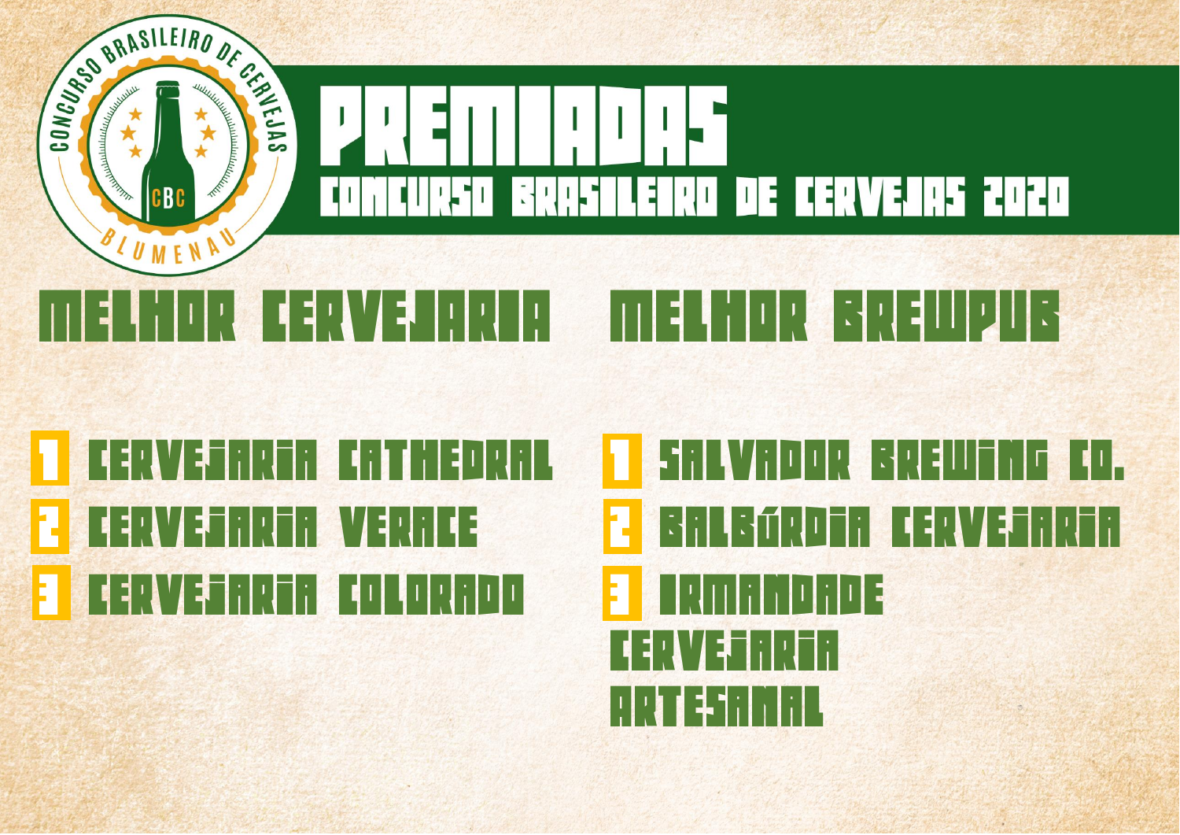# PREMIADAS

## CONCURSO BRASILEIRO DE CERVEJAS 2020

### MELHOR CERVEJARIA

1. CERVEJARIA CATHEDRAL
2. CERVEJARIA VERACE
3. CERVEJARIA COLORADO

### MELHOR BREWPUB

1. SALVADOR BREWING CO.
2. BALBÚRDIA CERVEJARIA
3. IRMANDADE CERVEJARIA ARTESANAL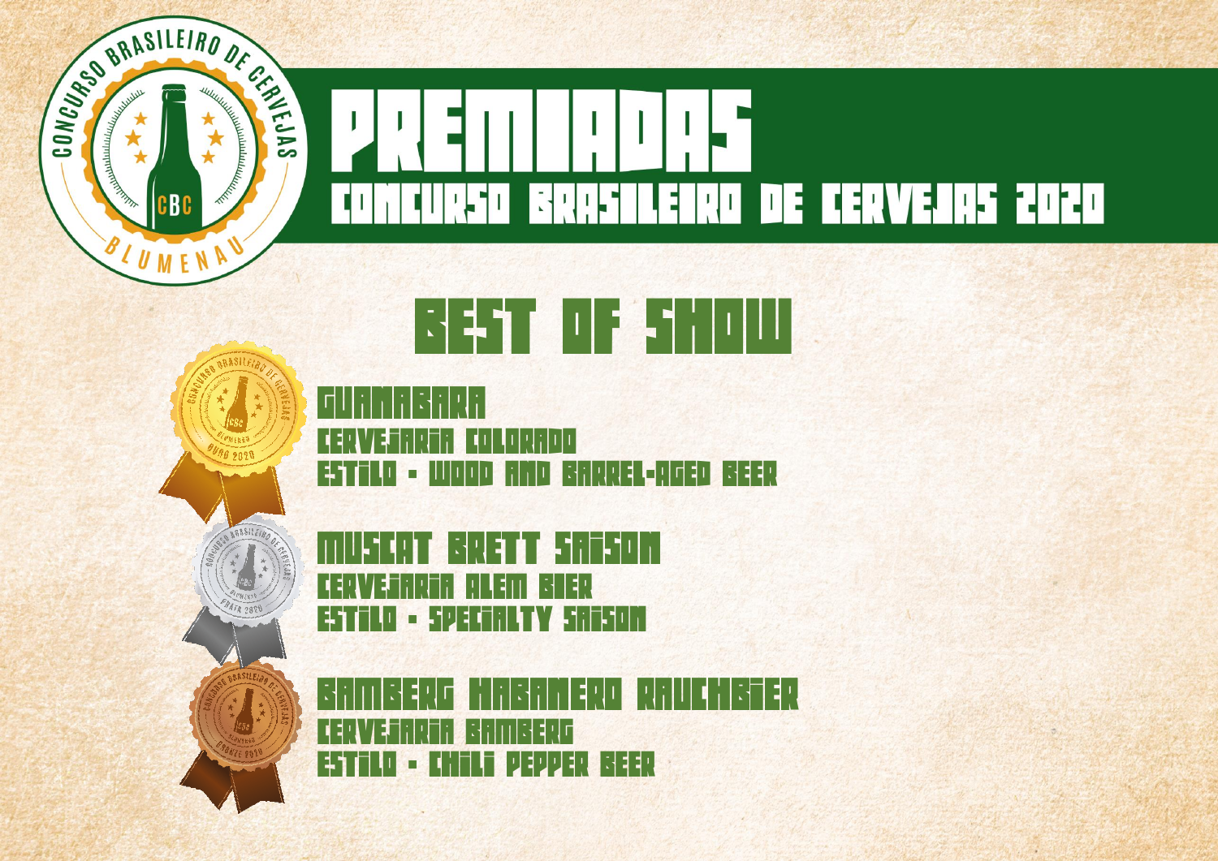# PREMIADAS

## CONCURSO BRASILEIRO DE CERVEJAS 2020

## BEST OF SHOW

### GUANABARA
CERVEJARIA COLORADO
ESTILO - WOOD AND BARREL-AGED BEER

### MUSCAT BRETT SAISON
CERVEJARIA ALEM BIER
ESTILO - SPECIALTY SAISON

### BAMBERG HABANERO RAUCHBIER
CERVEJARIA BAMBERG
ESTILO - CHILI PEPPER BEER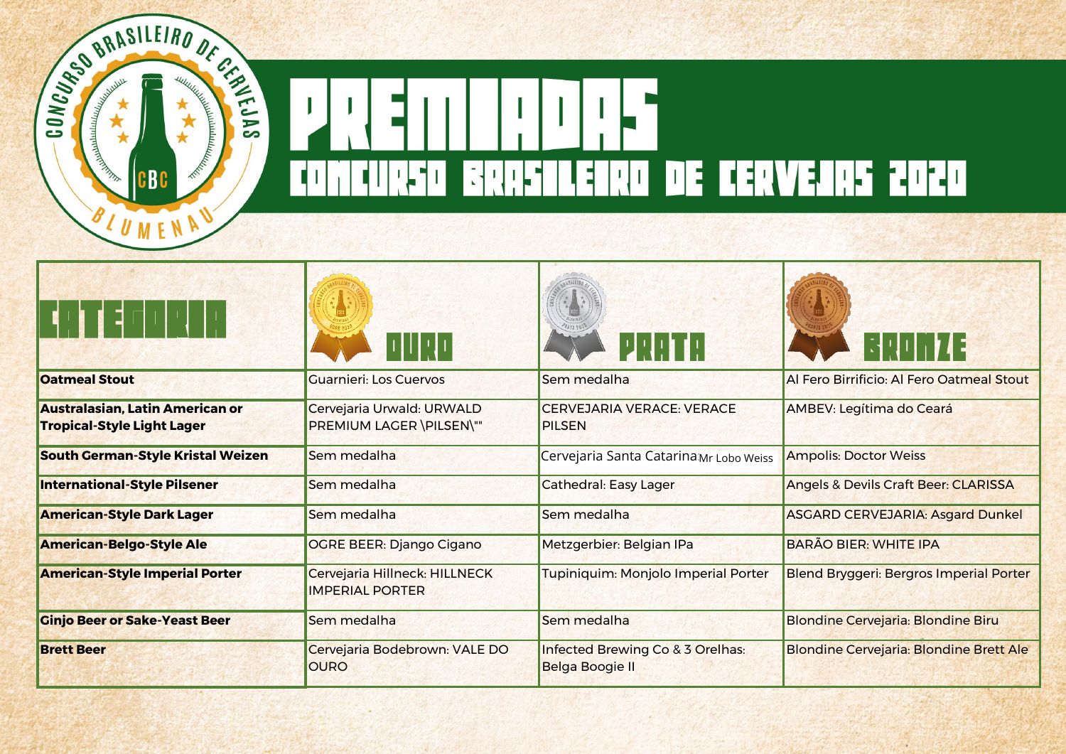# PREMIADAS

## CONCURSO BRASILEIRO DE CERVEJAS 2020

| CATEGORIA | OURO | PRATA | BRONZE |
|---|---|---|---|
| **Oatmeal Stout** | Guarnieri: Los Cuervos | Sem medalha | Al Fero Birrificio: Al Fero Oatmeal Stout |
| **Australasian, Latin American or Tropical-Style Light Lager** | Cervejaria Urwald: URWALD PREMIUM LAGER \PILSEN\"" | CERVEJARIA VERACE: VERACE PILSEN | AMBEV: Legítima do Ceará |
| **South German-Style Kristal Weizen** | Sem medalha | Cervejaria Santa Catarina Mr Lobo Weiss | Ampolis: Doctor Weiss |
| **International-Style Pilsener** | Sem medalha | Cathedral: Easy Lager | Angels & Devils Craft Beer: CLARISSA |
| **American-Style Dark Lager** | Sem medalha | Sem medalha | ASGARD CERVEJARIA: Asgard Dunkel |
| **American-Belgo-Style Ale** | OGRE BEER: Django Cigano | Metzgerbier: Belgian IPa | BARÃO BIER: WHITE IPA |
| **American-Style Imperial Porter** | Cervejaria Hillneck: HILLNECK IMPERIAL PORTER | Tupiniquim: Monjolo Imperial Porter | Blend Bryggeri: Bergros Imperial Porter |
| **Ginjo Beer or Sake-Yeast Beer** | Sem medalha | Sem medalha | Blondine Cervejaria: Blondine Biru |
| **Brett Beer** | Cervejaria Bodebrown: VALE DO OURO | Infected Brewing Co & 3 Orelhas: Belga Boogie II | Blondine Cervejaria: Blondine Brett Ale |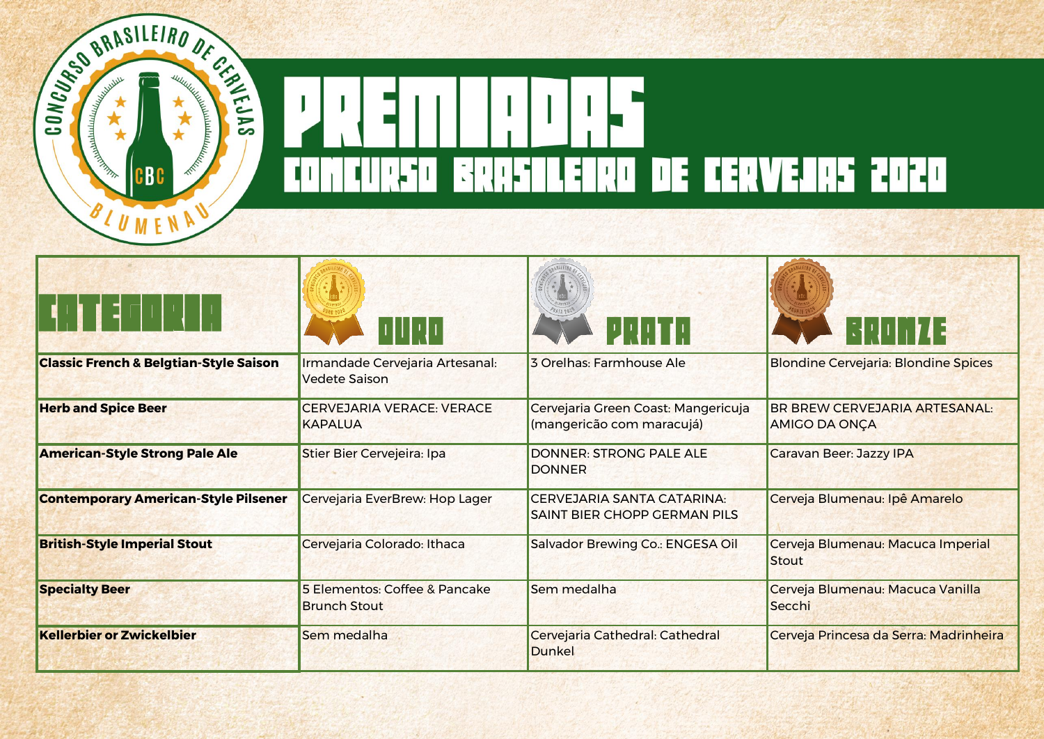# PREMIADAS

## CONCURSO BRASILEIRO DE CERVEJAS 2020

| CATEGORIA | OURO | PRATA | BRONZE |
|---|---|---|---|
| **Classic French & Belgtian-Style Saison** | Irmandade Cervejaria Artesanal: Vedete Saison | 3 Orelhas: Farmhouse Ale | Blondine Cervejaria: Blondine Spices |
| **Herb and Spice Beer** | CERVEJARIA VERACE: VERACE KAPALUA | Cervejaria Green Coast: Mangericuja (mangericão com maracujá) | BR BREW CERVEJARIA ARTESANAL: AMIGO DA ONÇA |
| **American-Style Strong Pale Ale** | Stier Bier Cervejeira: Ipa | DONNER: STRONG PALE ALE DONNER | Caravan Beer: Jazzy IPA |
| **Contemporary American-Style Pilsener** | Cervejaria EverBrew: Hop Lager | CERVEJARIA SANTA CATARINA: SAINT BIER CHOPP GERMAN PILS | Cerveja Blumenau: Ipê Amarelo |
| **British-Style Imperial Stout** | Cervejaria Colorado: Ithaca | Salvador Brewing Co.: ENGESA Oil | Cerveja Blumenau: Macuca Imperial Stout |
| **Specialty Beer** | 5 Elementos: Coffee & Pancake Brunch Stout | Sem medalha | Cerveja Blumenau: Macuca Vanilla Secchi |
| **Kellerbier or Zwickelbier** | Sem medalha | Cervejaria Cathedral: Cathedral Dunkel | Cerveja Princesa da Serra: Madrinheira |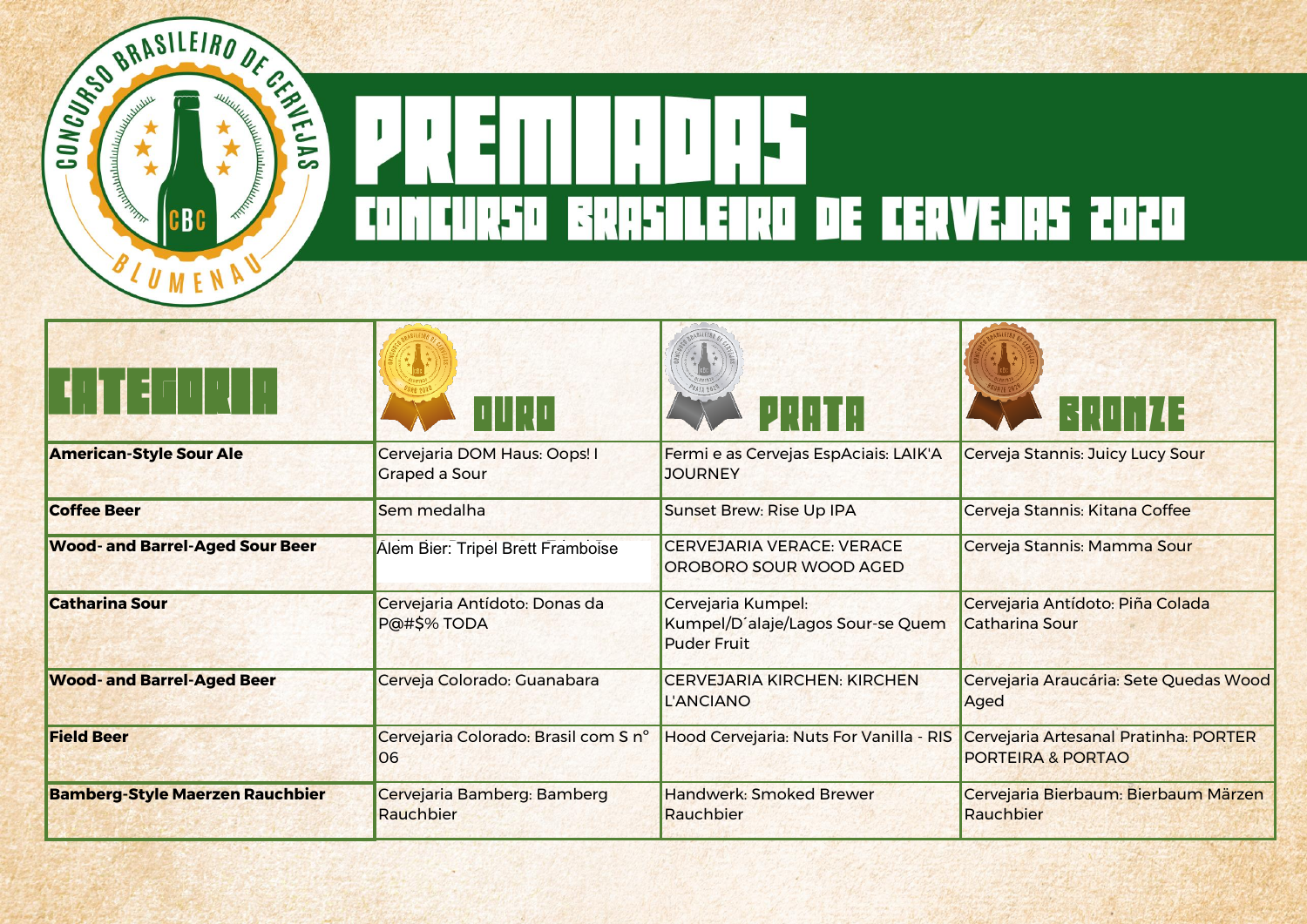# PREMIADAS

## CONCURSO BRASILEIRO DE CERVEJAS 2020

| CATEGORIA | OURO | PRATA | BRONZE |
|---|---|---|---|
| **American-Style Sour Ale** | Cervejaria DOM Haus: Oops! I Graped a Sour | Fermi e as Cervejas EspAciais: LAIK'A JOURNEY | Cerveja Stannis: Juicy Lucy Sour |
| **Coffee Beer** | Sem medalha | Sunset Brew: Rise Up IPA | Cerveja Stannis: Kitana Coffee |
| **Wood- and Barrel-Aged Sour Beer** | Alem Bier: Tripel Brett Framboise | CERVEJARIA VERACE: VERACE OROBORO SOUR WOOD AGED | Cerveja Stannis: Mamma Sour |
| **Catharina Sour** | Cervejaria Antídoto: Donas da P@#$% TODA | Cervejaria Kumpel: Kumpel/D´alaje/Lagos Sour-se Quem Puder Fruit | Cervejaria Antídoto: Piña Colada Catharina Sour |
| **Wood- and Barrel-Aged Beer** | Cerveja Colorado: Guanabara | CERVEJARIA KIRCHEN: KIRCHEN L'ANCIANO | Cervejaria Araucária: Sete Quedas Wood Aged |
| **Field Beer** | Cervejaria Colorado: Brasil com S n° 06 | Hood Cervejaria: Nuts For Vanilla - RIS | Cervejaria Artesanal Pratinha: PORTER PORTEIRA & PORTAO |
| **Bamberg-Style Maerzen Rauchbier** | Cervejaria Bamberg: Bamberg Rauchbier | Handwerk: Smoked Brewer Rauchbier | Cervejaria Bierbaum: Bierbaum Märzen Rauchbier |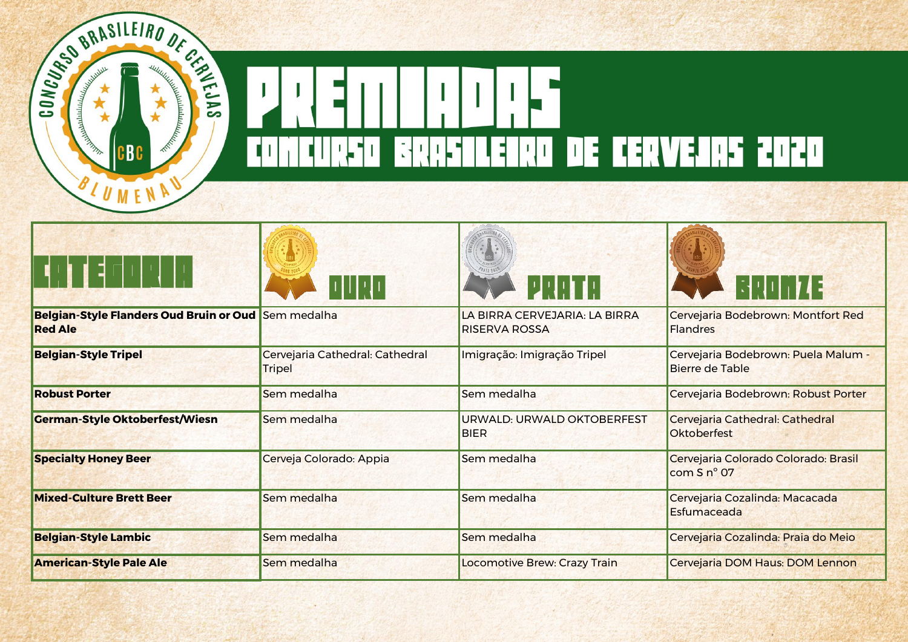# PREMIADAS

## CONCURSO BRASILEIRO DE CERVEJAS 2020

| CATEGORIA | OURO | PRATA | BRONZE |
|---|---|---|---|
| **Belgian-Style Flanders Oud Bruin or Oud Red Ale** | Sem medalha | LA BIRRA CERVEJARIA: LA BIRRA RISERVA ROSSA | Cervejaria Bodebrown: Montfort Red Flandres |
| **Belgian-Style Tripel** | Cervejaria Cathedral: Cathedral Tripel | Imigração: Imigração Tripel | Cervejaria Bodebrown: Puela Malum - Bierre de Table |
| **Robust Porter** | Sem medalha | Sem medalha | Cervejaria Bodebrown: Robust Porter |
| **German-Style Oktoberfest/Wiesn** | Sem medalha | URWALD: URWALD OKTOBERFEST BIER | Cervejaria Cathedral: Cathedral Oktoberfest |
| **Specialty Honey Beer** | Cerveja Colorado: Appia | Sem medalha | Cervejaria Colorado Colorado: Brasil com S n° 07 |
| **Mixed-Culture Brett Beer** | Sem medalha | Sem medalha | Cervejaria Cozalinda: Macacada Esfumaceada |
| **Belgian-Style Lambic** | Sem medalha | Sem medalha | Cervejaria Cozalinda: Praia do Meio |
| **American-Style Pale Ale** | Sem medalha | Locomotive Brew: Crazy Train | Cervejaria DOM Haus: DOM Lennon |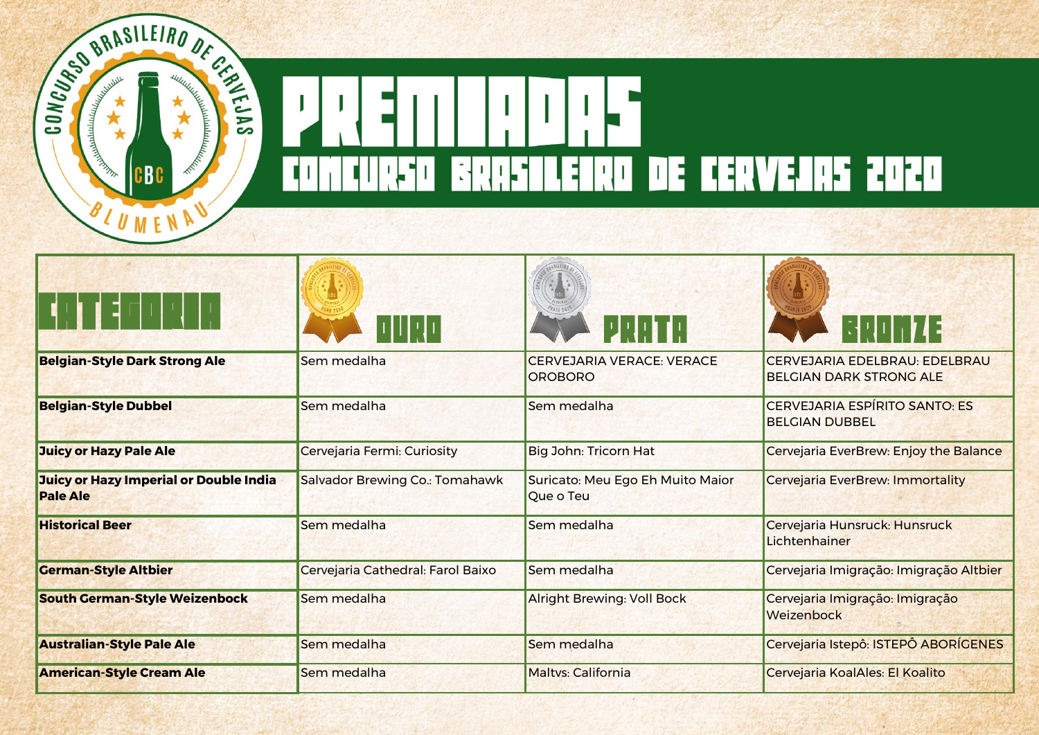# PREMIADAS

## CONCURSO BRASILEIRO DE CERVEJAS 2020

| CATEGORIA | OURO | PRATA | BRONZE |
| --- | --- | --- | --- |
| **Belgian-Style Dark Strong Ale** | Sem medalha | CERVEJARIA VERACE: VERACE OROBORO | CERVEJARIA EDELBRAU: EDELBRAU BELGIAN DARK STRONG ALE |
| **Belgian-Style Dubbel** | Sem medalha | Sem medalha | CERVEJARIA ESPÍRITO SANTO: ES BELGIAN DUBBEL |
| **Juicy or Hazy Pale Ale** | Cervejaria Fermi: Curiosity | Big John: Tricorn Hat | Cervejaria EverBrew: Enjoy the Balance |
| **Juicy or Hazy Imperial or Double India Pale Ale** | Salvador Brewing Co.: Tomahawk | Suricato: Meu Ego Eh Muito Maior Que o Teu | Cervejaria EverBrew: Immortality |
| **Historical Beer** | Sem medalha | Sem medalha | Cervejaria Hunsruck: Hunsruck Lichtenhainer |
| **German-Style Altbier** | Cervejaria Cathedral: Farol Baixo | Sem medalha | Cervejaria Imigração: Imigração Altbier |
| **South German-Style Weizenbock** | Sem medalha | Alright Brewing: Voll Bock | Cervejaria Imigração: Imigração Weizenbock |
| **Australian-Style Pale Ale** | Sem medalha | Sem medalha | Cervejaria Istepô: ISTEPÔ ABORÍGENES |
| **American-Style Cream Ale** | Sem medalha | Maltvs: California | Cervejaria KoalAles: El Koalito |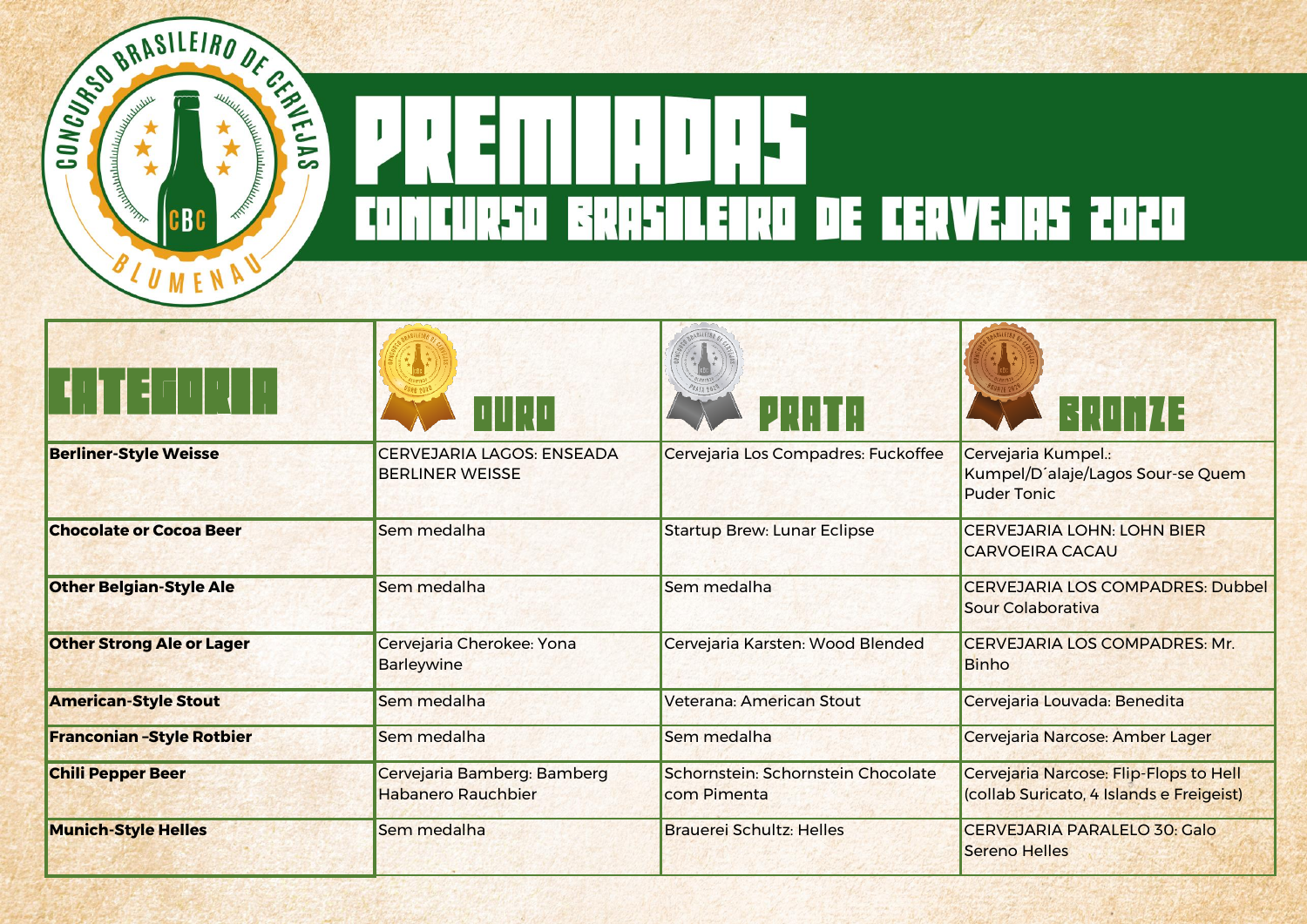# PREMIADAS

## CONCURSO BRASILEIRO DE CERVEJAS 2020

| CATEGORIA | OURO | PRATA | BRONZE |
|---|---|---|---|
| **Berliner-Style Weisse** | CERVEJARIA LAGOS: ENSEADA BERLINER WEISSE | Cervejaria Los Compadres: Fuckoffee | Cervejaria Kumpel.: Kumpel/D´alaje/Lagos Sour-se Quem Puder Tonic |
| **Chocolate or Cocoa Beer** | Sem medalha | Startup Brew: Lunar Eclipse | CERVEJARIA LOHN: LOHN BIER CARVOEIRA CACAU |
| **Other Belgian-Style Ale** | Sem medalha | Sem medalha | CERVEJARIA LOS COMPADRES: Dubbel Sour Colaborativa |
| **Other Strong Ale or Lager** | Cervejaria Cherokee: Yona Barleywine | Cervejaria Karsten: Wood Blended | CERVEJARIA LOS COMPADRES: Mr. Binho |
| **American-Style Stout** | Sem medalha | Veterana: American Stout | Cervejaria Louvada: Benedita |
| **Franconian -Style Rotbier** | Sem medalha | Sem medalha | Cervejaria Narcose: Amber Lager |
| **Chili Pepper Beer** | Cervejaria Bamberg: Bamberg Habanero Rauchbier | Schornstein: Schornstein Chocolate com Pimenta | Cervejaria Narcose: Flip-Flops to Hell (collab Suricato, 4 Islands e Freigeist) |
| **Munich-Style Helles** | Sem medalha | Brauerei Schultz: Helles | CERVEJARIA PARALELO 30: Galo Sereno Helles |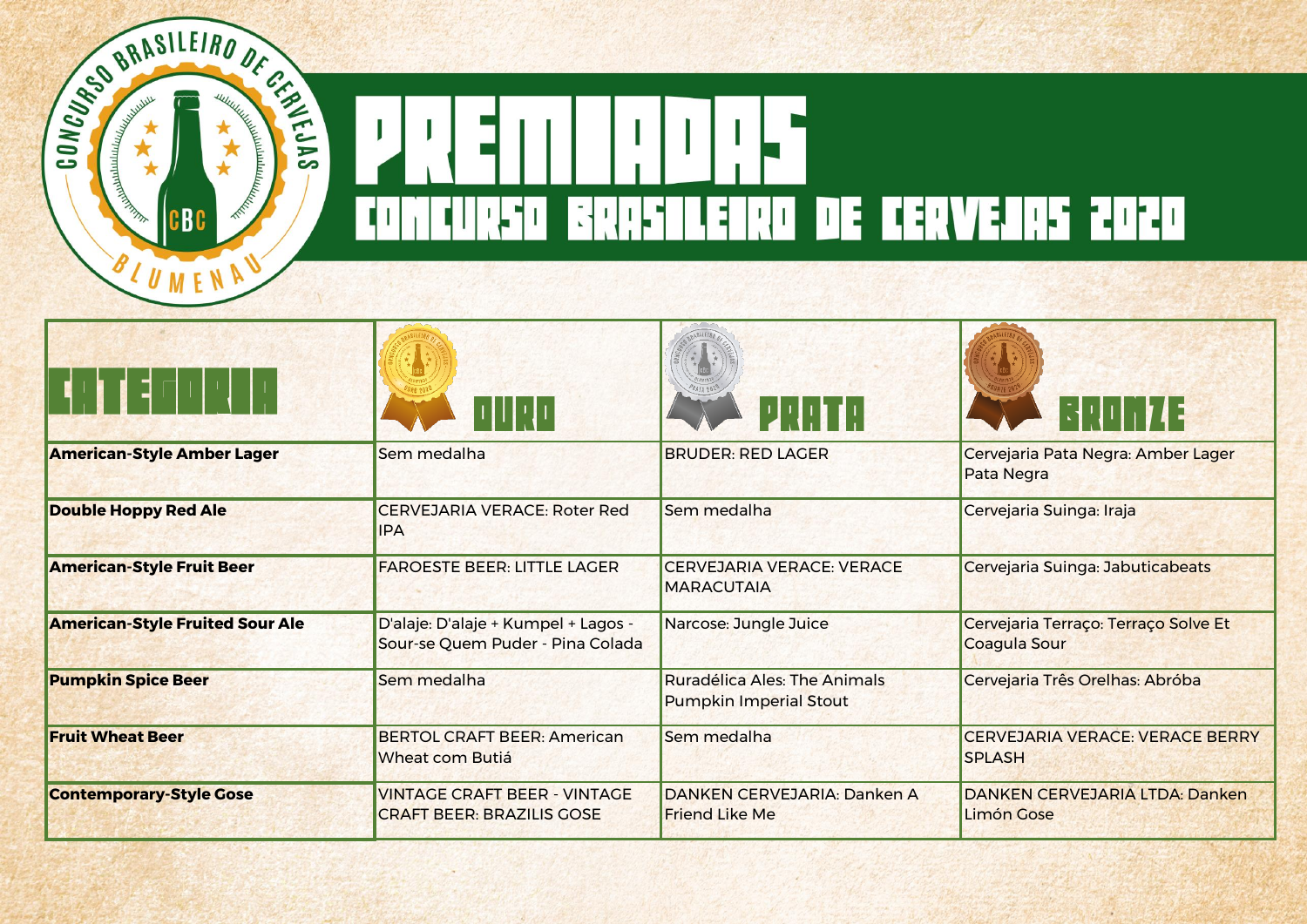# PREMIADAS

## CONCURSO BRASILEIRO DE CERVEJAS 2020

| CATEGORIA | OURO | PRATA | BRONZE |
|---|---|---|---|
| **American-Style Amber Lager** | Sem medalha | BRUDER: RED LAGER | Cervejaria Pata Negra: Amber Lager Pata Negra |
| **Double Hoppy Red Ale** | CERVEJARIA VERACE: Roter Red IPA | Sem medalha | Cervejaria Suinga: Iraja |
| **American-Style Fruit Beer** | FAROESTE BEER: LITTLE LAGER | CERVEJARIA VERACE: VERACE MARACUTAIA | Cervejaria Suinga: Jabuticabeats |
| **American-Style Fruited Sour Ale** | D'alaje: D'alaje + Kumpel + Lagos - Sour-se Quem Puder - Pina Colada | Narcose: Jungle Juice | Cervejaria Terraço: Terraço Solve Et Coagula Sour |
| **Pumpkin Spice Beer** | Sem medalha | Ruradélica Ales: The Animals Pumpkin Imperial Stout | Cervejaria Três Orelhas: Abróba |
| **Fruit Wheat Beer** | BERTOL CRAFT BEER: American Wheat com Butiá | Sem medalha | CERVEJARIA VERACE: VERACE BERRY SPLASH |
| **Contemporary-Style Gose** | VINTAGE CRAFT BEER - VINTAGE CRAFT BEER: BRAZILIS GOSE | DANKEN CERVEJARIA: Danken A Friend Like Me | DANKEN CERVEJARIA LTDA: Danken Limón Gose |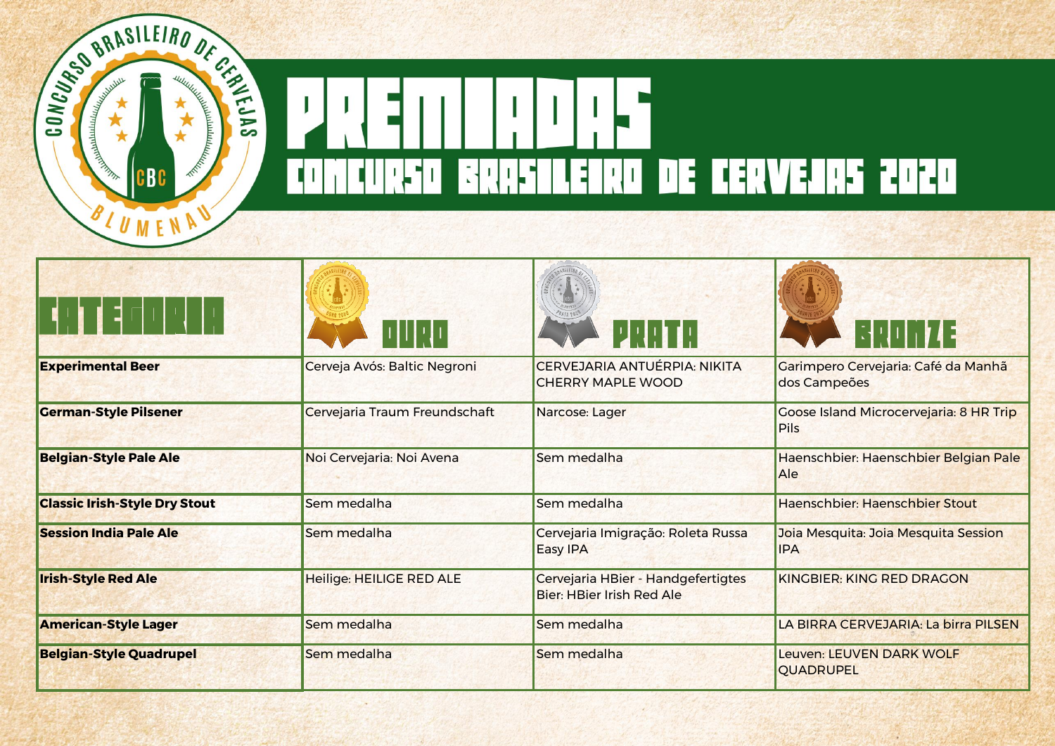# PREMIADAS

## CONCURSO BRASILEIRO DE CERVEJAS 2020

| CATEGORIA | OURO | PRATA | BRONZE |
|---|---|---|---|
| **Experimental Beer** | Cerveja Avós: Baltic Negroni | CERVEJARIA ANTUÉRPIA: NIKITA CHERRY MAPLE WOOD | Garimpero Cervejaria: Café da Manhã dos Campeões |
| **German-Style Pilsener** | Cervejaria Traum Freundschaft | Narcose: Lager | Goose Island Microcervejaria: 8 HR Trip Pils |
| **Belgian-Style Pale Ale** | Noi Cervejaria: Noi Avena | Sem medalha | Haenschbier: Haenschbier Belgian Pale Ale |
| **Classic Irish-Style Dry Stout** | Sem medalha | Sem medalha | Haenschbier: Haenschbier Stout |
| **Session India Pale Ale** | Sem medalha | Cervejaria Imigração: Roleta Russa Easy IPA | Joia Mesquita: Joia Mesquita Session IPA |
| **Irish-Style Red Ale** | Heilige: HEILIGE RED ALE | Cervejaria HBier - Handgefertigtes Bier: HBier Irish Red Ale | KINGBIER: KING RED DRAGON |
| **American-Style Lager** | Sem medalha | Sem medalha | LA BIRRA CERVEJARIA: La birra PILSEN |
| **Belgian-Style Quadrupel** | Sem medalha | Sem medalha | Leuven: LEUVEN DARK WOLF QUADRUPEL |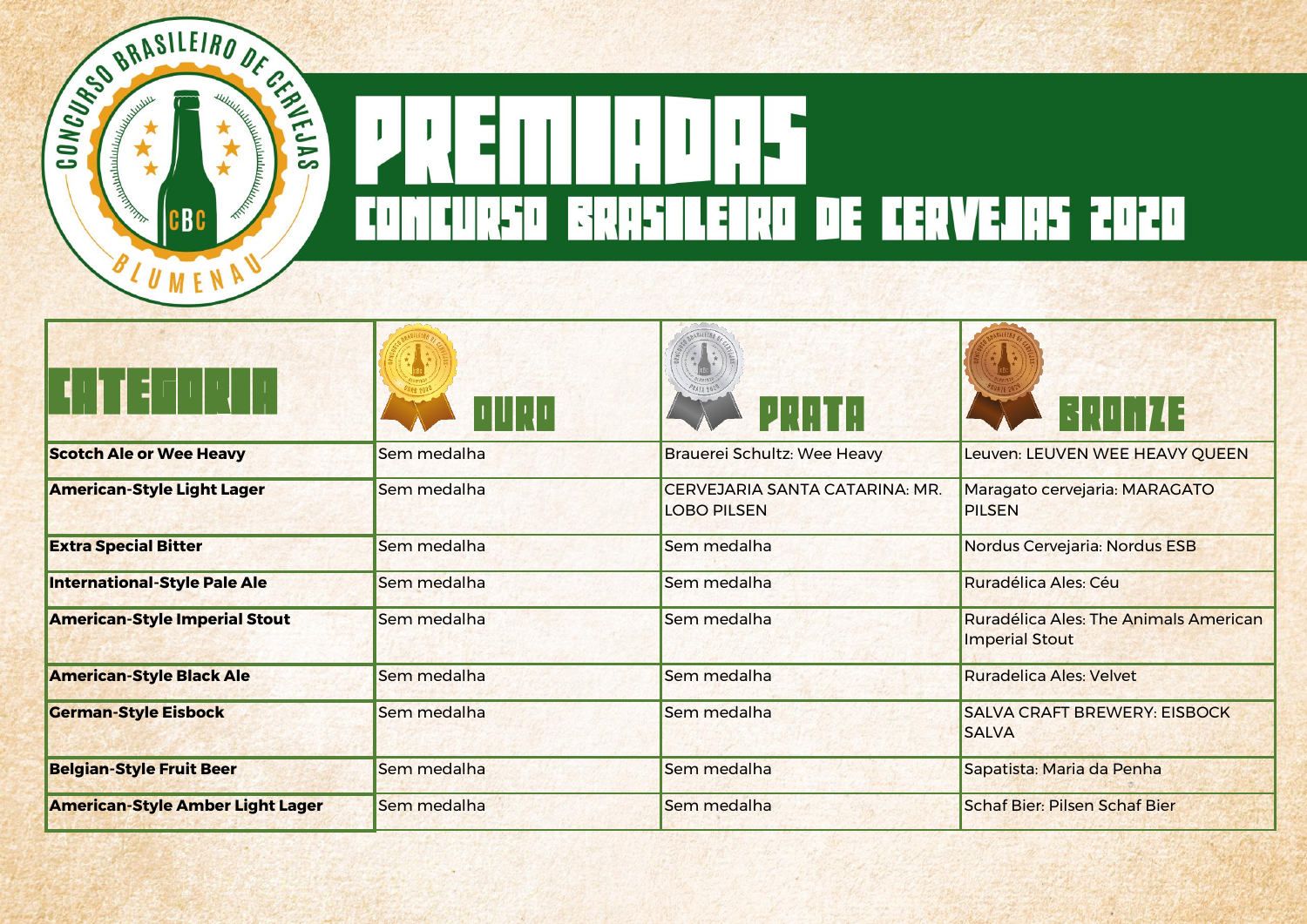# PREMIADAS

## CONCURSO BRASILEIRO DE CERVEJAS 2020

| CATEGORIA | OURO | PRATA | BRONZE |
|---|---|---|---|
| **Scotch Ale or Wee Heavy** | Sem medalha | Brauerei Schultz: Wee Heavy | Leuven: LEUVEN WEE HEAVY QUEEN |
| **American-Style Light Lager** | Sem medalha | CERVEJARIA SANTA CATARINA: MR. LOBO PILSEN | Maragato cervejaria: MARAGATO PILSEN |
| **Extra Special Bitter** | Sem medalha | Sem medalha | Nordus Cervejaria: Nordus ESB |
| **International-Style Pale Ale** | Sem medalha | Sem medalha | Ruradélica Ales: Céu |
| **American-Style Imperial Stout** | Sem medalha | Sem medalha | Ruradélica Ales: The Animals American Imperial Stout |
| **American-Style Black Ale** | Sem medalha | Sem medalha | Ruradelica Ales: Velvet |
| **German-Style Eisbock** | Sem medalha | Sem medalha | SALVA CRAFT BREWERY: EISBOCK SALVA |
| **Belgian-Style Fruit Beer** | Sem medalha | Sem medalha | Sapatista: Maria da Penha |
| **American-Style Amber Light Lager** | Sem medalha | Sem medalha | Schaf Bier: Pilsen Schaf Bier |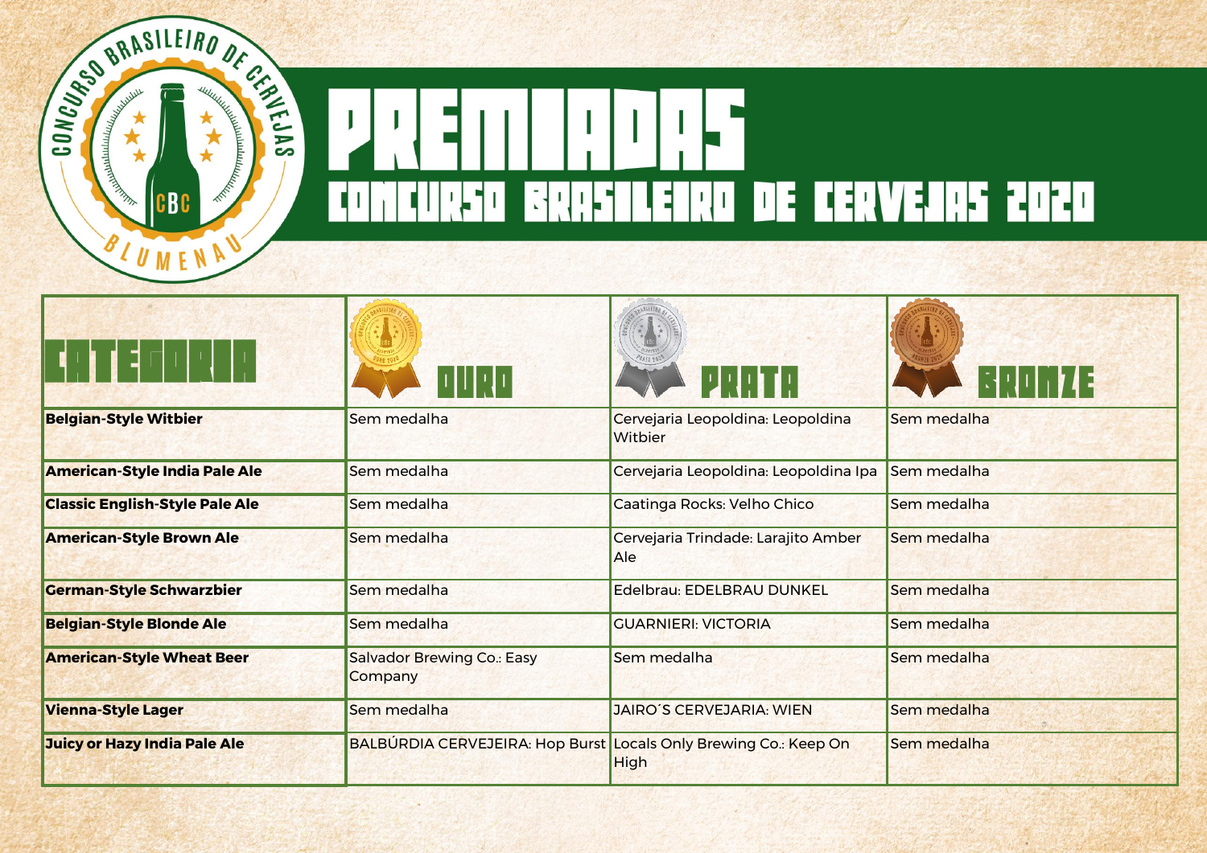# PREMIADAS

## CONCURSO BRASILEIRO DE CERVEJAS 2020

| CATEGORIA | OURO | PRATA | BRONZE |
|---|---|---|---|
| **Belgian-Style Witbier** | Sem medalha | Cervejaria Leopoldina: Leopoldina Witbier | Sem medalha |
| **American-Style India Pale Ale** | Sem medalha | Cervejaria Leopoldina: Leopoldina Ipa | Sem medalha |
| **Classic English-Style Pale Ale** | Sem medalha | Caatinga Rocks: Velho Chico | Sem medalha |
| **American-Style Brown Ale** | Sem medalha | Cervejaria Trindade: Larajito Amber Ale | Sem medalha |
| **German-Style Schwarzbier** | Sem medalha | Edelbrau: EDELBRAU DUNKEL | Sem medalha |
| **Belgian-Style Blonde Ale** | Sem medalha | GUARNIERI: VICTORIA | Sem medalha |
| **American-Style Wheat Beer** | Salvador Brewing Co.: Easy Company | Sem medalha | Sem medalha |
| **Vienna-Style Lager** | Sem medalha | JAIRO´S CERVEJARIA: WIEN | Sem medalha |
| **Juicy or Hazy India Pale Ale** | BALBÚRDIA CERVEJEIRA: Hop Burst | Locals Only Brewing Co.: Keep On High | Sem medalha |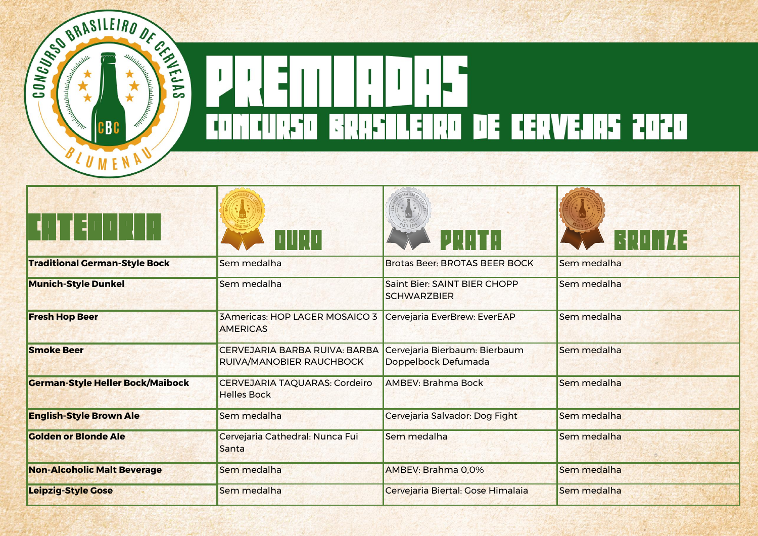# PREMIADAS

## CONCURSO BRASILEIRO DE CERVEJAS 2020

| CATEGORIA | OURO | PRATA | BRONZE |
|---|---|---|---|
| **Traditional German-Style Bock** | Sem medalha | Brotas Beer: BROTAS BEER BOCK | Sem medalha |
| **Munich-Style Dunkel** | Sem medalha | Saint Bier: SAINT BIER CHOPP SCHWARZBIER | Sem medalha |
| **Fresh Hop Beer** | 3Americas: HOP LAGER MOSAICO 3 AMERICAS | Cervejaria EverBrew: EverEAP | Sem medalha |
| **Smoke Beer** | CERVEJARIA BARBA RUIVA: BARBA RUIVA/MANOBIER RAUCHBOCK | Cervejaria Bierbaum: Bierbaum Doppelbock Defumada | Sem medalha |
| **German-Style Heller Bock/Maibock** | CERVEJARIA TAQUARAS: Cordeiro Helles Bock | AMBEV: Brahma Bock | Sem medalha |
| **English-Style Brown Ale** | Sem medalha | Cervejaria Salvador: Dog Fight | Sem medalha |
| **Golden or Blonde Ale** | Cervejaria Cathedral: Nunca Fui Santa | Sem medalha | Sem medalha |
| **Non-Alcoholic Malt Beverage** | Sem medalha | AMBEV: Brahma 0,0% | Sem medalha |
| **Leipzig-Style Gose** | Sem medalha | Cervejaria Biertal: Gose Himalaia | Sem medalha |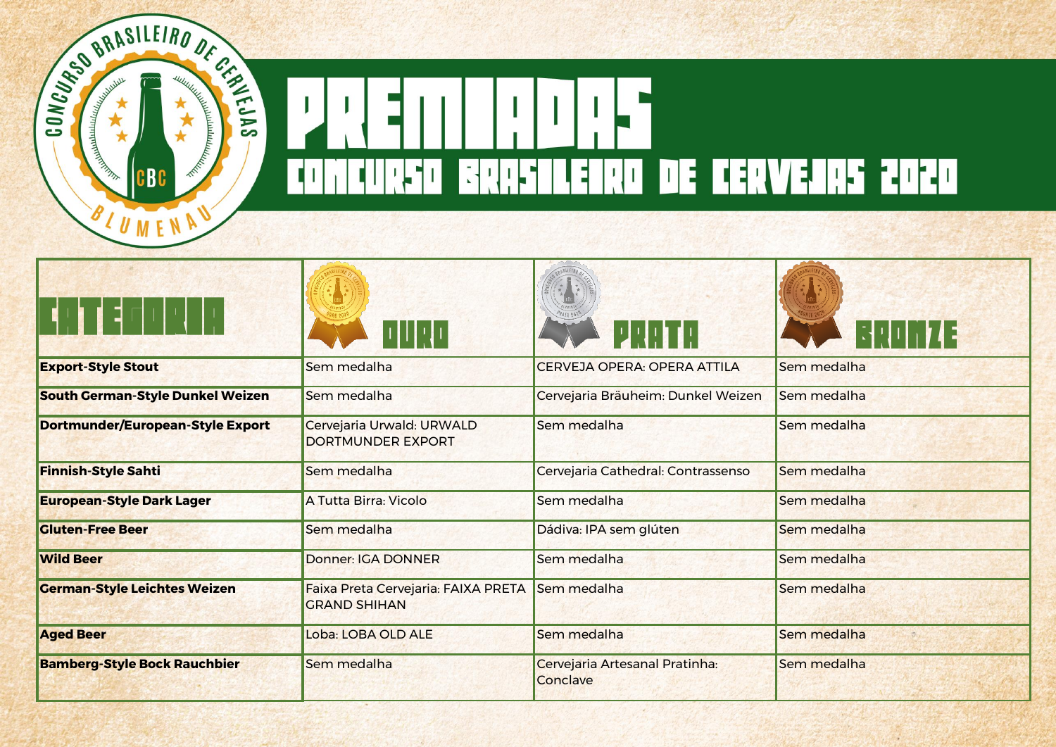# PREMIADAS

## CONCURSO BRASILEIRO DE CERVEJAS 2020

| CATEGORIA | OURO | PRATA | BRONZE |
|---|---|---|---|
| **Export-Style Stout** | Sem medalha | CERVEJA OPERA: OPERA ATTILA | Sem medalha |
| **South German-Style Dunkel Weizen** | Sem medalha | Cervejaria Bräuheim: Dunkel Weizen | Sem medalha |
| **Dortmunder/European-Style Export** | Cervejaria Urwald: URWALD DORTMUNDER EXPORT | Sem medalha | Sem medalha |
| **Finnish-Style Sahti** | Sem medalha | Cervejaria Cathedral: Contrassenso | Sem medalha |
| **European-Style Dark Lager** | A Tutta Birra: Vicolo | Sem medalha | Sem medalha |
| **Gluten-Free Beer** | Sem medalha | Dádiva: IPA sem glúten | Sem medalha |
| **Wild Beer** | Donner: IGA DONNER | Sem medalha | Sem medalha |
| **German-Style Leichtes Weizen** | Faixa Preta Cervejaria: FAIXA PRETA GRAND SHIHAN | Sem medalha | Sem medalha |
| **Aged Beer** | Loba: LOBA OLD ALE | Sem medalha | Sem medalha |
| **Bamberg-Style Bock Rauchbier** | Sem medalha | Cervejaria Artesanal Pratinha: Conclave | Sem medalha |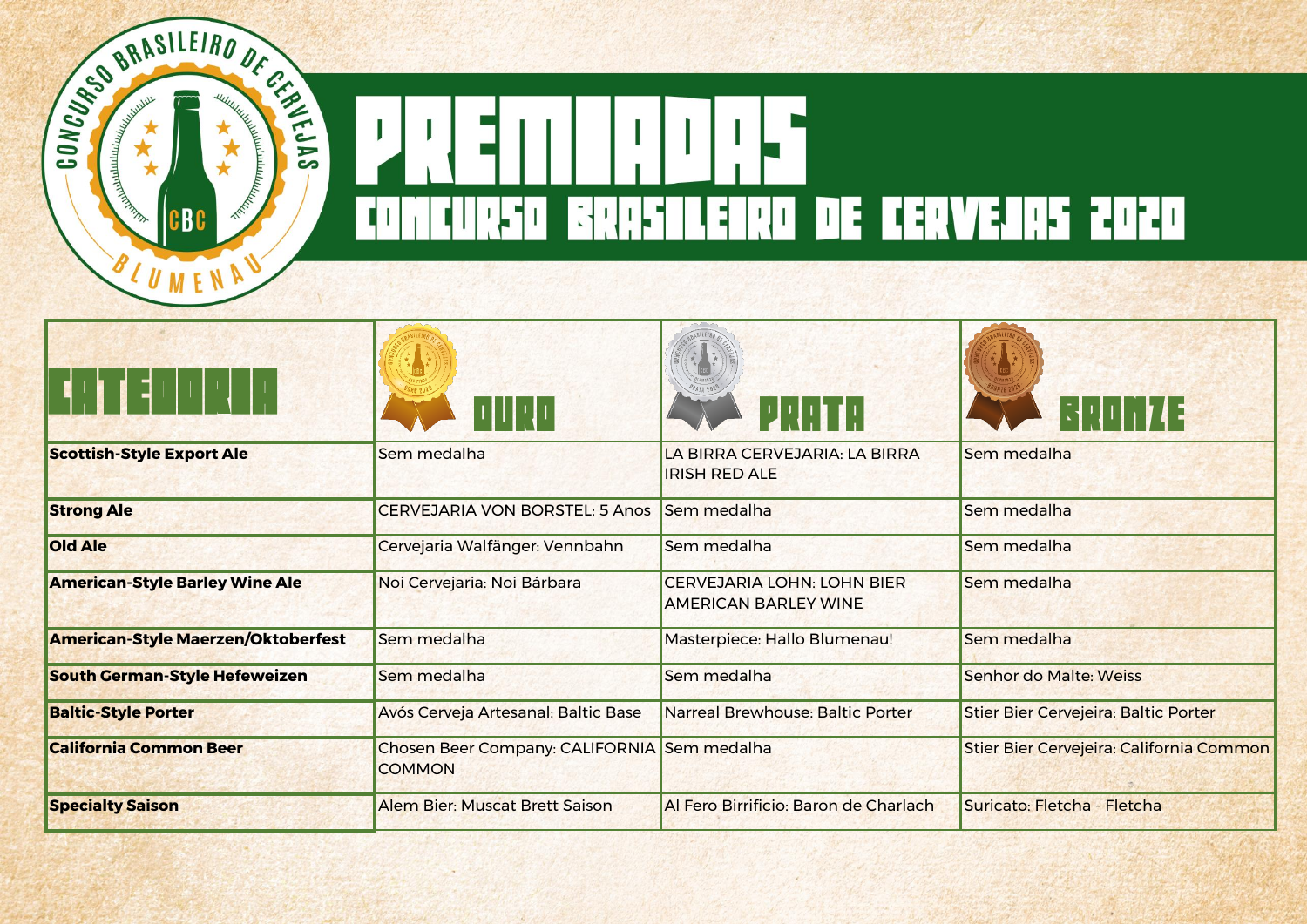# PREMIADAS

## CONCURSO BRASILEIRO DE CERVEJAS 2020

| CATEGORIA | OURO | PRATA | BRONZE |
|---|---|---|---|
| **Scottish-Style Export Ale** | Sem medalha | LA BIRRA CERVEJARIA: LA BIRRA IRISH RED ALE | Sem medalha |
| **Strong Ale** | CERVEJARIA VON BORSTEL: 5 Anos | Sem medalha | Sem medalha |
| **Old Ale** | Cervejaria Walfänger: Vennbahn | Sem medalha | Sem medalha |
| **American-Style Barley Wine Ale** | Noi Cervejaria: Noi Bárbara | CERVEJARIA LOHN: LOHN BIER AMERICAN BARLEY WINE | Sem medalha |
| **American-Style Maerzen/Oktoberfest** | Sem medalha | Masterpiece: Hallo Blumenau! | Sem medalha |
| **South German-Style Hefeweizen** | Sem medalha | Sem medalha | Senhor do Malte: Weiss |
| **Baltic-Style Porter** | Avós Cerveja Artesanal: Baltic Base | Narreal Brewhouse: Baltic Porter | Stier Bier Cervejeira: Baltic Porter |
| **California Common Beer** | Chosen Beer Company: CALIFORNIA COMMON | Sem medalha | Stier Bier Cervejeira: California Common |
| **Specialty Saison** | Alem Bier: Muscat Brett Saison | Al Fero Birrificio: Baron de Charlach | Suricato: Fletcha - Fletcha |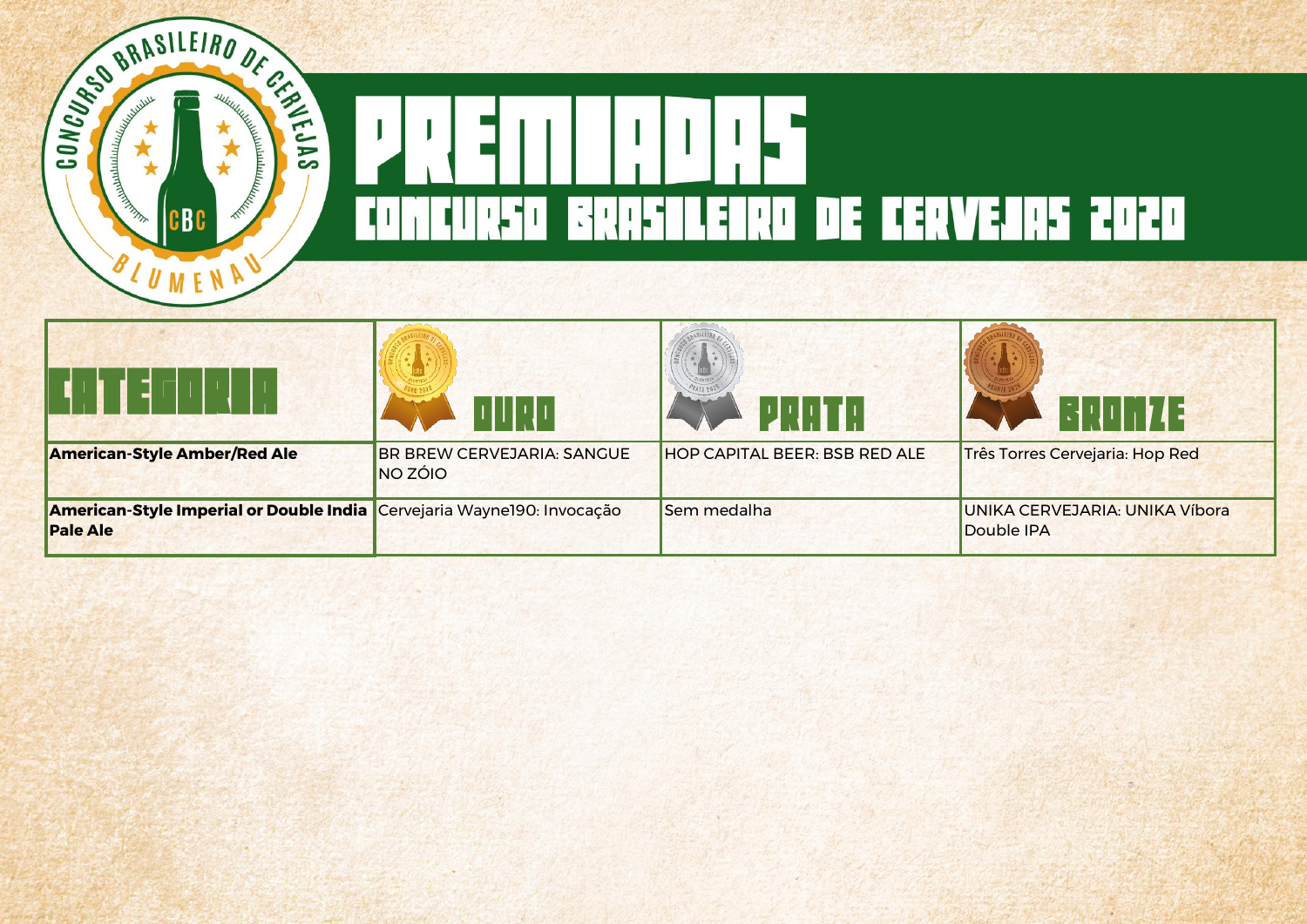# PREMIADAS

## CONCURSO BRASILEIRO DE CERVEJAS 2020

| CATEGORIA | OURO | PRATA | BRONZE |
| --- | --- | --- | --- |
| **American-Style Amber/Red Ale** | BR BREW CERVEJARIA: SANGUE NO ZÓIO | HOP CAPITAL BEER: BSB RED ALE | Três Torres Cervejaria: Hop Red |
| **American-Style Imperial or Double India Pale Ale** | Cervejaria Wayne190: Invocação | Sem medalha | UNIKA CERVEJARIA: UNIKA Víbora Double IPA |